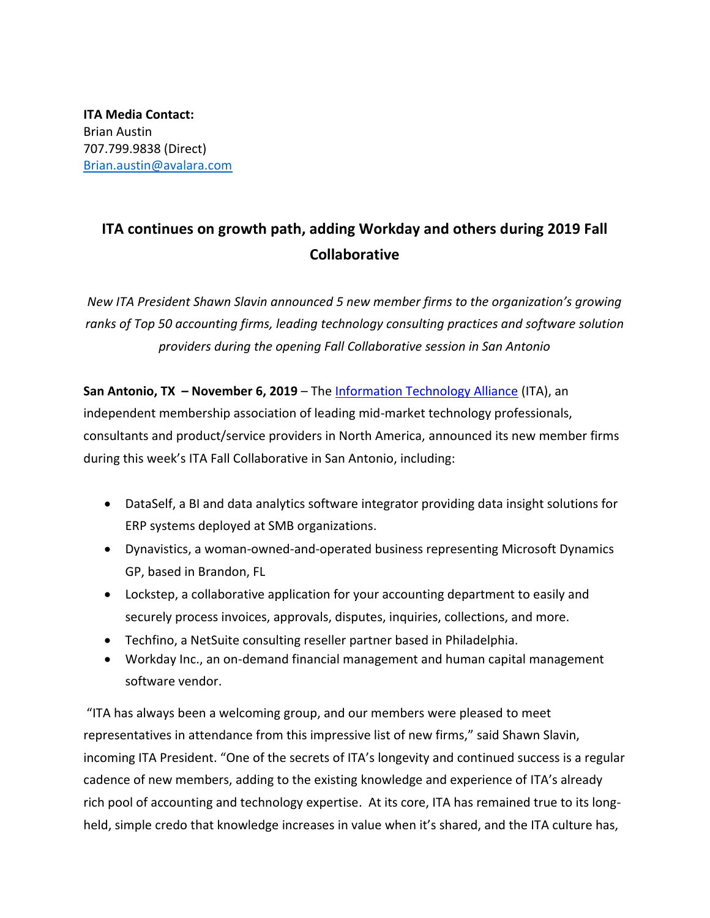**ITA Media Contact:**
Brian Austin
707.799.9838 (Direct)
[Brian.austin@avalara.com](mailto:Brian.austin@avalara.com)

# ITA continues on growth path, adding Workday and others during 2019 Fall Collaborative

*New ITA President Shawn Slavin announced 5 new member firms to the organization's growing ranks of Top 50 accounting firms, leading technology consulting practices and software solution providers during the opening Fall Collaborative session in San Antonio*

**San Antonio, TX – November 6, 2019** – The [Information Technology Alliance](#) (ITA), an independent membership association of leading mid-market technology professionals, consultants and product/service providers in North America, announced its new member firms during this week's ITA Fall Collaborative in San Antonio, including:

- DataSelf, a BI and data analytics software integrator providing data insight solutions for ERP systems deployed at SMB organizations.
- Dynavistics, a woman-owned-and-operated business representing Microsoft Dynamics GP, based in Brandon, FL
- Lockstep, a collaborative application for your accounting department to easily and securely process invoices, approvals, disputes, inquiries, collections, and more.
- Techfino, a NetSuite consulting reseller partner based in Philadelphia.
- Workday Inc., an on-demand financial management and human capital management software vendor.

"ITA has always been a welcoming group, and our members were pleased to meet representatives in attendance from this impressive list of new firms," said Shawn Slavin, incoming ITA President. "One of the secrets of ITA's longevity and continued success is a regular cadence of new members, adding to the existing knowledge and experience of ITA's already rich pool of accounting and technology expertise. At its core, ITA has remained true to its long-held, simple credo that knowledge increases in value when it's shared, and the ITA culture has,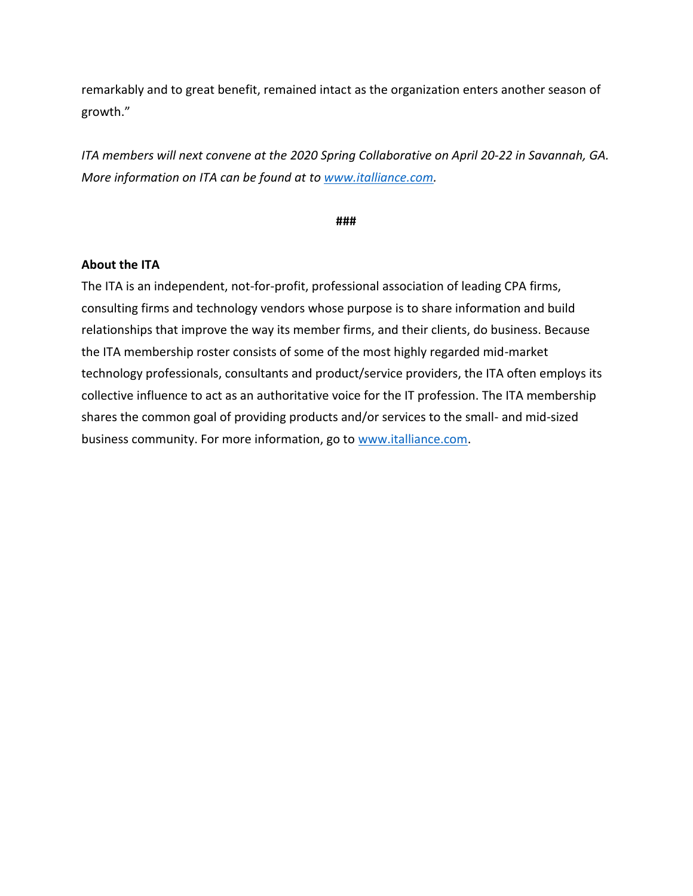remarkably and to great benefit, remained intact as the organization enters another season of growth."

*ITA members will next convene at the 2020 Spring Collaborative on April 20-22 in Savannah, GA. More information on ITA can be found at to [www.italliance.com](http://www.italliance.com).*

**###**

**About the ITA**

The ITA is an independent, not-for-profit, professional association of leading CPA firms, consulting firms and technology vendors whose purpose is to share information and build relationships that improve the way its member firms, and their clients, do business. Because the ITA membership roster consists of some of the most highly regarded mid-market technology professionals, consultants and product/service providers, the ITA often employs its collective influence to act as an authoritative voice for the IT profession. The ITA membership shares the common goal of providing products and/or services to the small- and mid-sized business community. For more information, go to [www.italliance.com](http://www.italliance.com).